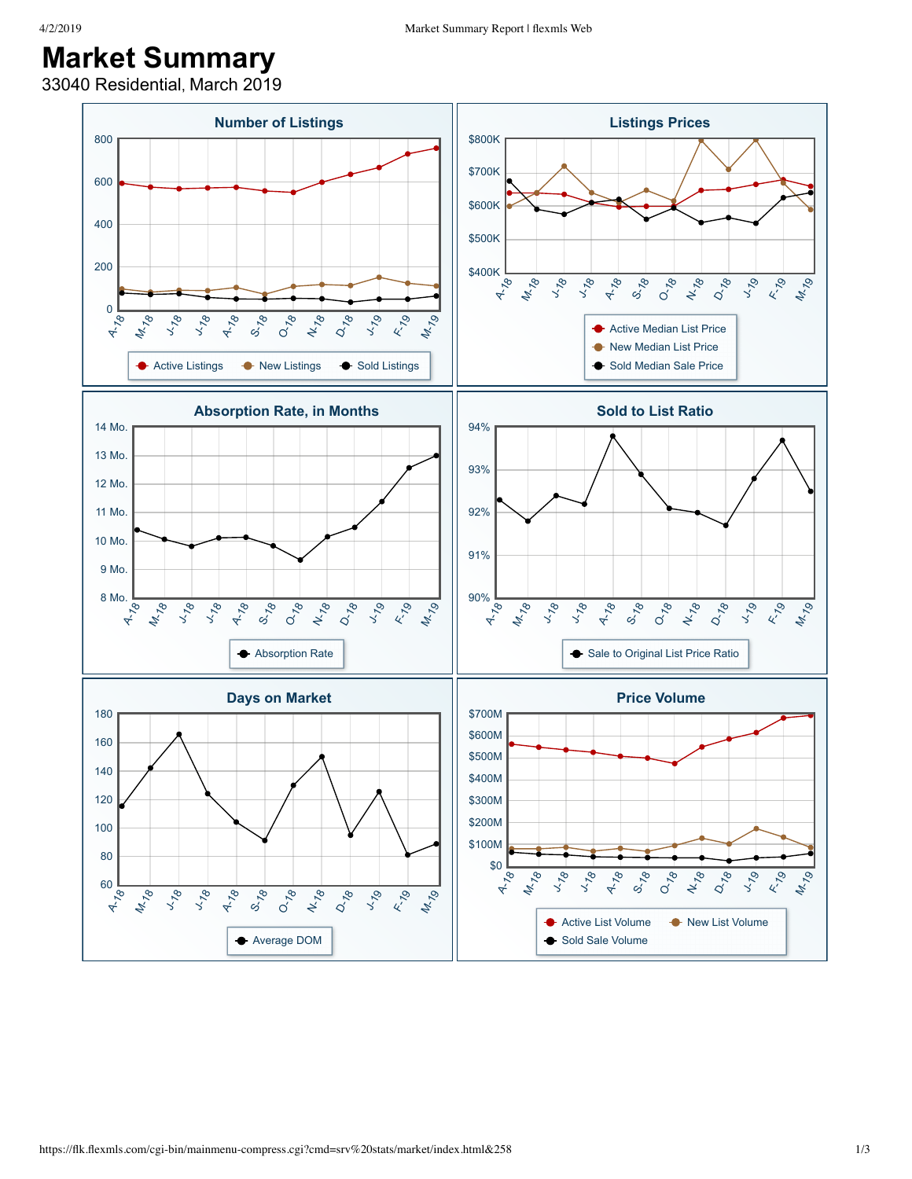# Market Summary

33040 Residential, March 2019

## Number of Listings

800, 600, 400, 200, 0

A-18, M-18, J-18, J-18, A-18, S-18, O-18, N-18, D-18, J-19, F-19, M-19

Active Listings, New Listings, Sold Listings

## Listings Prices

$800K, $700K, $600K, $500K, $400K

A-18, M-18, J-18, J-18, A-18, S-18, O-18, N-18, D-18, J-19, F-19, M-19

Active Median List Price, New Median List Price, Sold Median Sale Price

## Absorption Rate, in Months

14 Mo., 13 Mo., 12 Mo., 11 Mo., 10 Mo., 9 Mo., 8 Mo.

A-18, M-18, J-18, J-18, A-18, S-18, O-18, N-18, D-18, J-19, F-19, M-19

Absorption Rate

## Sold to List Ratio

94%, 93%, 92%, 91%, 90%

A-18, M-18, J-18, J-18, A-18, S-18, O-18, N-18, D-18, J-19, F-19, M-19

Sale to Original List Price Ratio

## Days on Market

180, 160, 140, 120, 100, 80, 60

A-18, M-18, J-18, J-18, A-18, S-18, O-18, N-18, D-18, J-19, F-19, M-19

Average DOM

## Price Volume

$700M, $600M, $500M, $400M, $300M, $200M, $100M, $0

A-18, M-18, J-18, J-18, A-18, S-18, O-18, N-18, D-18, J-19, F-19, M-19

Active List Volume, New List Volume, Sold Sale Volume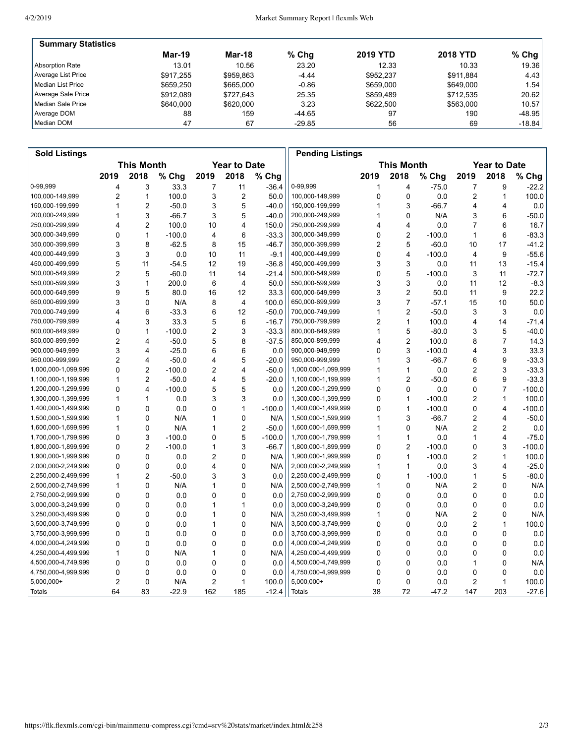| Summary Statistics | Mar-19 | Mar-18 | % Chg | 2019 YTD | 2018 YTD | % Chg |
|---|---|---|---|---|---|---|
| Absorption Rate | 13.01 | 10.56 | 23.20 | 12.33 | 10.33 | 19.36 |
| Average List Price | $917,255 | $959,863 | -4.44 | $952,237 | $911,884 | 4.43 |
| Median List Price | $659,250 | $665,000 | -0.86 | $659,000 | $649,000 | 1.54 |
| Average Sale Price | $912,089 | $727,643 | 25.35 | $859,489 | $712,535 | 20.62 |
| Median Sale Price | $640,000 | $620,000 | 3.23 | $622,500 | $563,000 | 10.57 |
| Average DOM | 88 | 159 | -44.65 | 97 | 190 | -48.95 |
| Median DOM | 47 | 67 | -29.85 | 56 | 69 | -18.84 |

| Sold Listings | This Month | | | Year to Date | | |
|---|---|---|---|---|---|---|
| | 2019 | 2018 | % Chg | 2019 | 2018 | % Chg |
| 0-99,999 | 4 | 3 | 33.3 | 7 | 11 | -36.4 |
| 100,000-149,999 | 2 | 1 | 100.0 | 3 | 2 | 50.0 |
| 150,000-199,999 | 1 | 2 | -50.0 | 3 | 5 | -40.0 |
| 200,000-249,999 | 1 | 3 | -66.7 | 3 | 5 | -40.0 |
| 250,000-299,999 | 4 | 2 | 100.0 | 10 | 4 | 150.0 |
| 300,000-349,999 | 0 | 1 | -100.0 | 4 | 6 | -33.3 |
| 350,000-399,999 | 3 | 8 | -62.5 | 8 | 15 | -46.7 |
| 400,000-449,999 | 3 | 3 | 0.0 | 10 | 11 | -9.1 |
| 450,000-499,999 | 5 | 11 | -54.5 | 12 | 19 | -36.8 |
| 500,000-549,999 | 2 | 5 | -60.0 | 11 | 14 | -21.4 |
| 550,000-599,999 | 3 | 1 | 200.0 | 6 | 4 | 50.0 |
| 600,000-649,999 | 9 | 5 | 80.0 | 16 | 12 | 33.3 |
| 650,000-699,999 | 3 | 0 | N/A | 8 | 4 | 100.0 |
| 700,000-749,999 | 4 | 6 | -33.3 | 6 | 12 | -50.0 |
| 750,000-799,999 | 4 | 3 | 33.3 | 5 | 6 | -16.7 |
| 800,000-849,999 | 0 | 1 | -100.0 | 2 | 3 | -33.3 |
| 850,000-899,999 | 2 | 4 | -50.0 | 5 | 8 | -37.5 |
| 900,000-949,999 | 3 | 4 | -25.0 | 6 | 6 | 0.0 |
| 950,000-999,999 | 2 | 4 | -50.0 | 4 | 5 | -20.0 |
| 1,000,000-1,099,999 | 0 | 2 | -100.0 | 2 | 4 | -50.0 |
| 1,100,000-1,199,999 | 1 | 2 | -50.0 | 4 | 5 | -20.0 |
| 1,200,000-1,299,999 | 0 | 4 | -100.0 | 5 | 5 | 0.0 |
| 1,300,000-1,399,999 | 1 | 1 | 0.0 | 3 | 3 | 0.0 |
| 1,400,000-1,499,999 | 0 | 0 | 0.0 | 0 | 1 | -100.0 |
| 1,500,000-1,599,999 | 1 | 0 | N/A | 1 | 0 | N/A |
| 1,600,000-1,699,999 | 1 | 0 | N/A | 1 | 2 | -50.0 |
| 1,700,000-1,799,999 | 0 | 3 | -100.0 | 0 | 5 | -100.0 |
| 1,800,000-1,899,999 | 0 | 2 | -100.0 | 1 | 3 | -66.7 |
| 1,900,000-1,999,999 | 0 | 0 | 0.0 | 2 | 0 | N/A |
| 2,000,000-2,249,999 | 0 | 0 | 0.0 | 4 | 0 | N/A |
| 2,250,000-2,499,999 | 1 | 2 | -50.0 | 3 | 3 | 0.0 |
| 2,500,000-2,749,999 | 1 | 0 | N/A | 1 | 0 | N/A |
| 2,750,000-2,999,999 | 0 | 0 | 0.0 | 0 | 0 | 0.0 |
| 3,000,000-3,249,999 | 0 | 0 | 0.0 | 1 | 1 | 0.0 |
| 3,250,000-3,499,999 | 0 | 0 | 0.0 | 1 | 0 | N/A |
| 3,500,000-3,749,999 | 0 | 0 | 0.0 | 1 | 0 | N/A |
| 3,750,000-3,999,999 | 0 | 0 | 0.0 | 0 | 0 | 0.0 |
| 4,000,000-4,249,999 | 0 | 0 | 0.0 | 0 | 0 | 0.0 |
| 4,250,000-4,499,999 | 1 | 0 | N/A | 1 | 0 | N/A |
| 4,500,000-4,749,999 | 0 | 0 | 0.0 | 0 | 0 | 0.0 |
| 4,750,000-4,999,999 | 0 | 0 | 0.0 | 0 | 0 | 0.0 |
| 5,000,000+ | 2 | 0 | N/A | 2 | 1 | 100.0 |
| Totals | 64 | 83 | -22.9 | 162 | 185 | -12.4 |

| Pending Listings | This Month | | | Year to Date | | |
|---|---|---|---|---|---|---|
| | 2019 | 2018 | % Chg | 2019 | 2018 | % Chg |
| 0-99,999 | 1 | 4 | -75.0 | 7 | 9 | -22.2 |
| 100,000-149,999 | 0 | 0 | 0.0 | 2 | 1 | 100.0 |
| 150,000-199,999 | 1 | 3 | -66.7 | 4 | 4 | 0.0 |
| 200,000-249,999 | 1 | 0 | N/A | 3 | 6 | -50.0 |
| 250,000-299,999 | 4 | 4 | 0.0 | 7 | 6 | 16.7 |
| 300,000-349,999 | 0 | 2 | -100.0 | 1 | 6 | -83.3 |
| 350,000-399,999 | 2 | 5 | -60.0 | 10 | 17 | -41.2 |
| 400,000-449,999 | 0 | 4 | -100.0 | 4 | 9 | -55.6 |
| 450,000-499,999 | 3 | 3 | 0.0 | 11 | 13 | -15.4 |
| 500,000-549,999 | 0 | 5 | -100.0 | 3 | 11 | -72.7 |
| 550,000-599,999 | 3 | 3 | 0.0 | 11 | 12 | -8.3 |
| 600,000-649,999 | 3 | 2 | 50.0 | 11 | 9 | 22.2 |
| 650,000-699,999 | 3 | 7 | -57.1 | 15 | 10 | 50.0 |
| 700,000-749,999 | 1 | 2 | -50.0 | 3 | 3 | 0.0 |
| 750,000-799,999 | 2 | 1 | 100.0 | 4 | 14 | -71.4 |
| 800,000-849,999 | 1 | 5 | -80.0 | 3 | 5 | -40.0 |
| 850,000-899,999 | 4 | 2 | 100.0 | 8 | 7 | 14.3 |
| 900,000-949,999 | 0 | 3 | -100.0 | 4 | 3 | 33.3 |
| 950,000-999,999 | 1 | 3 | -66.7 | 6 | 9 | -33.3 |
| 1,000,000-1,099,999 | 1 | 1 | 0.0 | 2 | 3 | -33.3 |
| 1,100,000-1,199,999 | 1 | 2 | -50.0 | 6 | 9 | -33.3 |
| 1,200,000-1,299,999 | 0 | 0 | 0.0 | 0 | 7 | -100.0 |
| 1,300,000-1,399,999 | 0 | 1 | -100.0 | 2 | 1 | 100.0 |
| 1,400,000-1,499,999 | 0 | 1 | -100.0 | 0 | 4 | -100.0 |
| 1,500,000-1,599,999 | 1 | 3 | -66.7 | 2 | 4 | -50.0 |
| 1,600,000-1,699,999 | 1 | 0 | N/A | 2 | 2 | 0.0 |
| 1,700,000-1,799,999 | 1 | 1 | 0.0 | 1 | 4 | -75.0 |
| 1,800,000-1,899,999 | 0 | 2 | -100.0 | 0 | 3 | -100.0 |
| 1,900,000-1,999,999 | 0 | 1 | -100.0 | 2 | 1 | 100.0 |
| 2,000,000-2,249,999 | 1 | 1 | 0.0 | 3 | 4 | -25.0 |
| 2,250,000-2,499,999 | 0 | 1 | -100.0 | 1 | 5 | -80.0 |
| 2,500,000-2,749,999 | 1 | 0 | N/A | 2 | 0 | N/A |
| 2,750,000-2,999,999 | 0 | 0 | 0.0 | 0 | 0 | 0.0 |
| 3,000,000-3,249,999 | 0 | 0 | 0.0 | 0 | 0 | 0.0 |
| 3,250,000-3,499,999 | 1 | 0 | N/A | 2 | 0 | N/A |
| 3,500,000-3,749,999 | 0 | 0 | 0.0 | 2 | 1 | 100.0 |
| 3,750,000-3,999,999 | 0 | 0 | 0.0 | 0 | 0 | 0.0 |
| 4,000,000-4,249,999 | 0 | 0 | 0.0 | 0 | 0 | 0.0 |
| 4,250,000-4,499,999 | 0 | 0 | 0.0 | 0 | 0 | 0.0 |
| 4,500,000-4,749,999 | 0 | 0 | 0.0 | 1 | 0 | N/A |
| 4,750,000-4,999,999 | 0 | 0 | 0.0 | 0 | 0 | 0.0 |
| 5,000,000+ | 0 | 0 | 0.0 | 2 | 1 | 100.0 |
| Totals | 38 | 72 | -47.2 | 147 | 203 | -27.6 |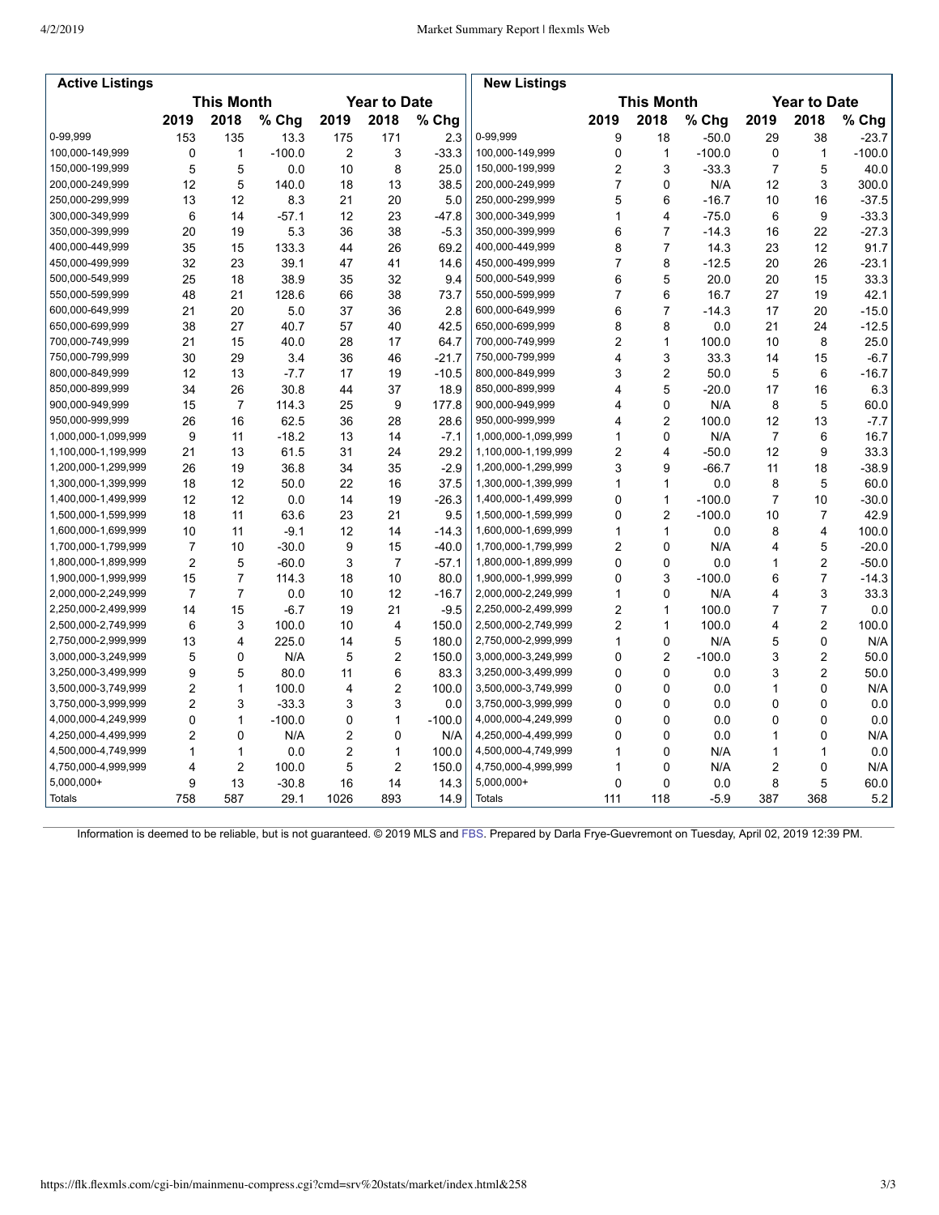## Active Listings

| | This Month | | | Year to Date | | |
|---|---|---|---|---|---|---|
| | 2019 | 2018 | % Chg | 2019 | 2018 | % Chg |
| 0-99,999 | 153 | 135 | 13.3 | 175 | 171 | 2.3 |
| 100,000-149,999 | 0 | 1 | -100.0 | 2 | 3 | -33.3 |
| 150,000-199,999 | 5 | 5 | 0.0 | 10 | 8 | 25.0 |
| 200,000-249,999 | 12 | 5 | 140.0 | 18 | 13 | 38.5 |
| 250,000-299,999 | 13 | 12 | 8.3 | 21 | 20 | 5.0 |
| 300,000-349,999 | 6 | 14 | -57.1 | 12 | 23 | -47.8 |
| 350,000-399,999 | 20 | 19 | 5.3 | 36 | 38 | -5.3 |
| 400,000-449,999 | 35 | 15 | 133.3 | 44 | 26 | 69.2 |
| 450,000-499,999 | 32 | 23 | 39.1 | 47 | 41 | 14.6 |
| 500,000-549,999 | 25 | 18 | 38.9 | 35 | 32 | 9.4 |
| 550,000-599,999 | 48 | 21 | 128.6 | 66 | 38 | 73.7 |
| 600,000-649,999 | 21 | 20 | 5.0 | 37 | 36 | 2.8 |
| 650,000-699,999 | 38 | 27 | 40.7 | 57 | 40 | 42.5 |
| 700,000-749,999 | 21 | 15 | 40.0 | 28 | 17 | 64.7 |
| 750,000-799,999 | 30 | 29 | 3.4 | 36 | 46 | -21.7 |
| 800,000-849,999 | 12 | 13 | -7.7 | 17 | 19 | -10.5 |
| 850,000-899,999 | 34 | 26 | 30.8 | 44 | 37 | 18.9 |
| 900,000-949,999 | 15 | 7 | 114.3 | 25 | 9 | 177.8 |
| 950,000-999,999 | 26 | 16 | 62.5 | 36 | 28 | 28.6 |
| 1,000,000-1,099,999 | 9 | 11 | -18.2 | 13 | 14 | -7.1 |
| 1,100,000-1,199,999 | 21 | 13 | 61.5 | 31 | 24 | 29.2 |
| 1,200,000-1,299,999 | 26 | 19 | 36.8 | 34 | 35 | -2.9 |
| 1,300,000-1,399,999 | 18 | 12 | 50.0 | 22 | 16 | 37.5 |
| 1,400,000-1,499,999 | 12 | 12 | 0.0 | 14 | 19 | -26.3 |
| 1,500,000-1,599,999 | 18 | 11 | 63.6 | 23 | 21 | 9.5 |
| 1,600,000-1,699,999 | 10 | 11 | -9.1 | 12 | 14 | -14.3 |
| 1,700,000-1,799,999 | 7 | 10 | -30.0 | 9 | 15 | -40.0 |
| 1,800,000-1,899,999 | 2 | 5 | -60.0 | 3 | 7 | -57.1 |
| 1,900,000-1,999,999 | 15 | 7 | 114.3 | 18 | 10 | 80.0 |
| 2,000,000-2,249,999 | 7 | 7 | 0.0 | 10 | 12 | -16.7 |
| 2,250,000-2,499,999 | 14 | 15 | -6.7 | 19 | 21 | -9.5 |
| 2,500,000-2,749,999 | 6 | 3 | 100.0 | 10 | 4 | 150.0 |
| 2,750,000-2,999,999 | 13 | 4 | 225.0 | 14 | 5 | 180.0 |
| 3,000,000-3,249,999 | 5 | 0 | N/A | 5 | 2 | 150.0 |
| 3,250,000-3,499,999 | 9 | 5 | 80.0 | 11 | 6 | 83.3 |
| 3,500,000-3,749,999 | 2 | 1 | 100.0 | 4 | 2 | 100.0 |
| 3,750,000-3,999,999 | 2 | 3 | -33.3 | 3 | 3 | 0.0 |
| 4,000,000-4,249,999 | 0 | 1 | -100.0 | 0 | 1 | -100.0 |
| 4,250,000-4,499,999 | 2 | 0 | N/A | 2 | 0 | N/A |
| 4,500,000-4,749,999 | 1 | 1 | 0.0 | 2 | 1 | 100.0 |
| 4,750,000-4,999,999 | 4 | 2 | 100.0 | 5 | 2 | 150.0 |
| 5,000,000+ | 9 | 13 | -30.8 | 16 | 14 | 14.3 |
| Totals | 758 | 587 | 29.1 | 1026 | 893 | 14.9 |

## New Listings

| | This Month | | | Year to Date | | |
|---|---|---|---|---|---|---|
| | 2019 | 2018 | % Chg | 2019 | 2018 | % Chg |
| 0-99,999 | 9 | 18 | -50.0 | 29 | 38 | -23.7 |
| 100,000-149,999 | 0 | 1 | -100.0 | 0 | 1 | -100.0 |
| 150,000-199,999 | 2 | 3 | -33.3 | 7 | 5 | 40.0 |
| 200,000-249,999 | 7 | 0 | N/A | 12 | 3 | 300.0 |
| 250,000-299,999 | 5 | 6 | -16.7 | 10 | 16 | -37.5 |
| 300,000-349,999 | 1 | 4 | -75.0 | 6 | 9 | -33.3 |
| 350,000-399,999 | 6 | 7 | -14.3 | 16 | 22 | -27.3 |
| 400,000-449,999 | 8 | 7 | 14.3 | 23 | 12 | 91.7 |
| 450,000-499,999 | 7 | 8 | -12.5 | 20 | 26 | -23.1 |
| 500,000-549,999 | 6 | 5 | 20.0 | 20 | 15 | 33.3 |
| 550,000-599,999 | 7 | 6 | 16.7 | 27 | 19 | 42.1 |
| 600,000-649,999 | 6 | 7 | -14.3 | 17 | 20 | -15.0 |
| 650,000-699,999 | 8 | 8 | 0.0 | 21 | 24 | -12.5 |
| 700,000-749,999 | 2 | 1 | 100.0 | 10 | 8 | 25.0 |
| 750,000-799,999 | 4 | 3 | 33.3 | 14 | 15 | -6.7 |
| 800,000-849,999 | 3 | 2 | 50.0 | 5 | 6 | -16.7 |
| 850,000-899,999 | 4 | 5 | -20.0 | 17 | 16 | 6.3 |
| 900,000-949,999 | 4 | 0 | N/A | 8 | 5 | 60.0 |
| 950,000-999,999 | 4 | 2 | 100.0 | 12 | 13 | -7.7 |
| 1,000,000-1,099,999 | 1 | 0 | N/A | 7 | 6 | 16.7 |
| 1,100,000-1,199,999 | 2 | 4 | -50.0 | 12 | 9 | 33.3 |
| 1,200,000-1,299,999 | 3 | 9 | -66.7 | 11 | 18 | -38.9 |
| 1,300,000-1,399,999 | 1 | 1 | 0.0 | 8 | 5 | 60.0 |
| 1,400,000-1,499,999 | 0 | 1 | -100.0 | 7 | 10 | -30.0 |
| 1,500,000-1,599,999 | 0 | 2 | -100.0 | 10 | 7 | 42.9 |
| 1,600,000-1,699,999 | 1 | 1 | 0.0 | 8 | 4 | 100.0 |
| 1,700,000-1,799,999 | 2 | 0 | N/A | 4 | 5 | -20.0 |
| 1,800,000-1,899,999 | 0 | 0 | 0.0 | 1 | 2 | -50.0 |
| 1,900,000-1,999,999 | 0 | 3 | -100.0 | 6 | 7 | -14.3 |
| 2,000,000-2,249,999 | 1 | 0 | N/A | 4 | 3 | 33.3 |
| 2,250,000-2,499,999 | 2 | 1 | 100.0 | 7 | 7 | 0.0 |
| 2,500,000-2,749,999 | 2 | 1 | 100.0 | 4 | 2 | 100.0 |
| 2,750,000-2,999,999 | 1 | 0 | N/A | 5 | 0 | N/A |
| 3,000,000-3,249,999 | 0 | 2 | -100.0 | 3 | 2 | 50.0 |
| 3,250,000-3,499,999 | 0 | 0 | 0.0 | 3 | 2 | 50.0 |
| 3,500,000-3,749,999 | 0 | 0 | 0.0 | 1 | 0 | N/A |
| 3,750,000-3,999,999 | 0 | 0 | 0.0 | 0 | 0 | 0.0 |
| 4,000,000-4,249,999 | 0 | 0 | 0.0 | 0 | 0 | 0.0 |
| 4,250,000-4,499,999 | 0 | 0 | 0.0 | 1 | 0 | N/A |
| 4,500,000-4,749,999 | 1 | 0 | N/A | 1 | 1 | 0.0 |
| 4,750,000-4,999,999 | 1 | 0 | N/A | 2 | 0 | N/A |
| 5,000,000+ | 0 | 0 | 0.0 | 8 | 5 | 60.0 |
| Totals | 111 | 118 | -5.9 | 387 | 368 | 5.2 |

Information is deemed to be reliable, but is not guaranteed. © 2019 MLS and FBS. Prepared by Darla Frye-Guevremont on Tuesday, April 02, 2019 12:39 PM.